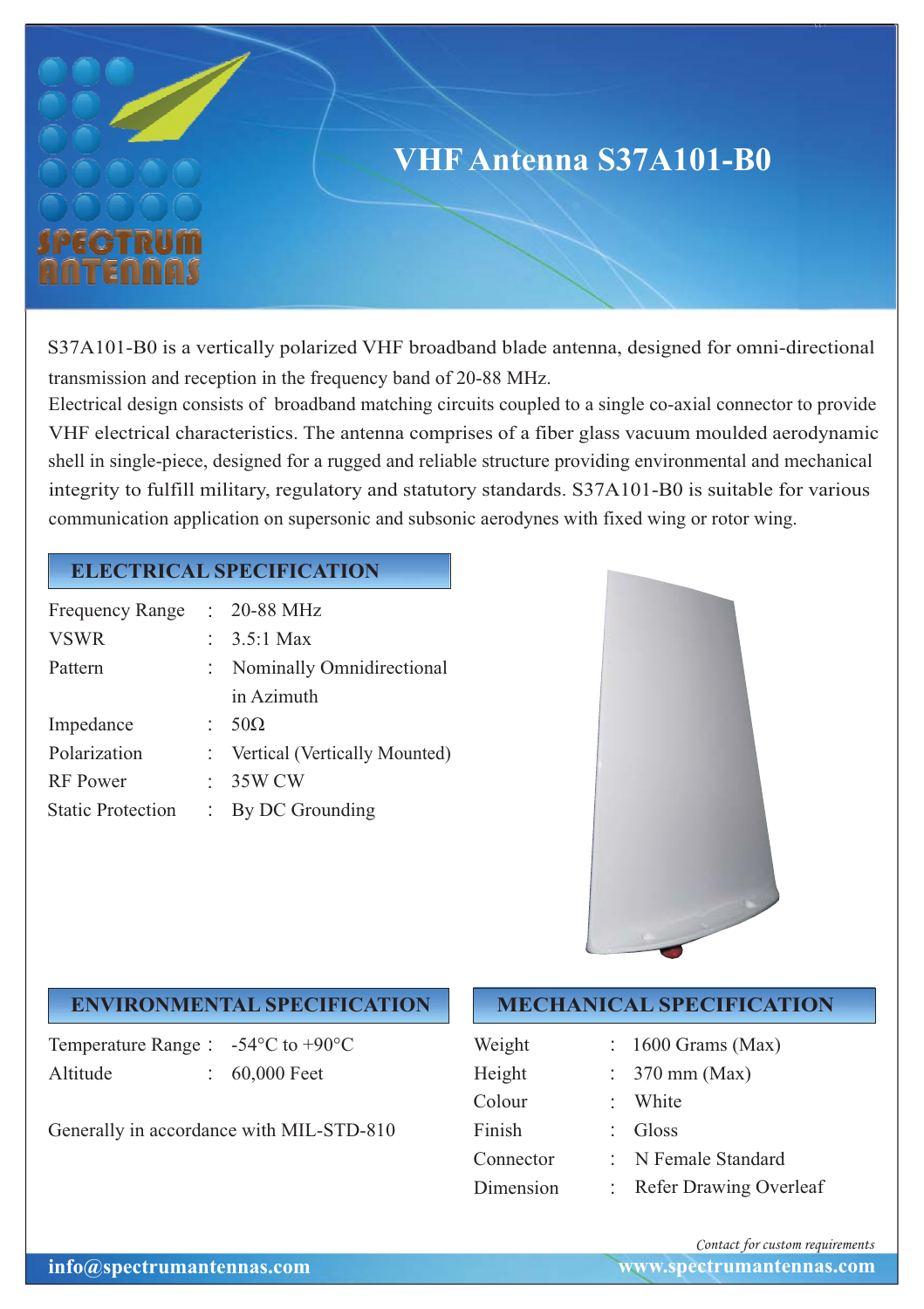# VHF Antenna S37A101-B0

S37A101-B0 is a vertically polarized VHF broadband blade antenna, designed for omni-directional transmission and reception in the frequency band of 20-88 MHz.

Electrical design consists of broadband matching circuits coupled to a single co-axial connector to provide VHF electrical characteristics. The antenna comprises of a fiber glass vacuum moulded aerodynamic shell in single-piece, designed for a rugged and reliable structure providing environmental and mechanical integrity to fulfill military, regulatory and statutory standards. S37A101-B0 is suitable for various communication application on supersonic and subsonic aerodynes with fixed wing or rotor wing.

## ELECTRICAL SPECIFICATION

| | |
|---|---|
| Frequency Range | : 20-88 MHz |
| VSWR | : 3.5:1 Max |
| Pattern | : Nominally Omnidirectional in Azimuth |
| Impedance | : 50Ω |
| Polarization | : Vertical (Vertically Mounted) |
| RF Power | : 35W CW |
| Static Protection | : By DC Grounding |

## ENVIRONMENTAL SPECIFICATION

| | |
|---|---|
| Temperature Range | : -54°C to +90°C |
| Altitude | : 60,000 Feet |

Generally in accordance with MIL-STD-810

## MECHANICAL SPECIFICATION

| | |
|---|---|
| Weight | : 1600 Grams (Max) |
| Height | : 370 mm (Max) |
| Colour | : White |
| Finish | : Gloss |
| Connector | : N Female Standard |
| Dimension | : Refer Drawing Overleaf |

*Contact for custom requirements*

**info@spectrumantennas.com** **www.spectrumantennas.com**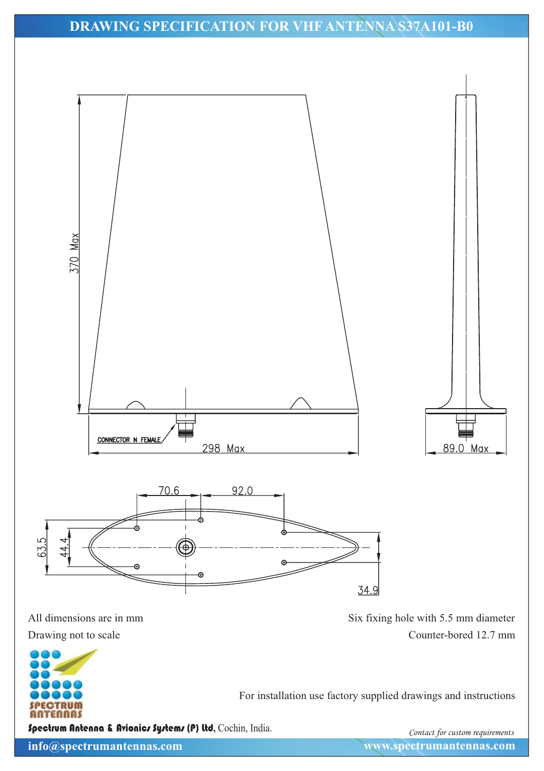# DRAWING SPECIFICATION FOR VHF ANTENNA S37A101-B0

370 Max

CONNECTOR N FEMALE

298 Max

89.0 Max

70.6

92.0

63.5

44.4

34.9

All dimensions are in mm

Drawing not to scale

Six fixing hole with 5.5 mm diameter

Counter-bored 12.7 mm

SPECTRUM ANTENNAS

For installation use factory supplied drawings and instructions

**Spectrum Antenna & Avionics Systems (P) Ltd,** Cochin, India.

*Contact for custom requirements*

**info@spectrumantennas.com**

**www.spectrumantennas.com**